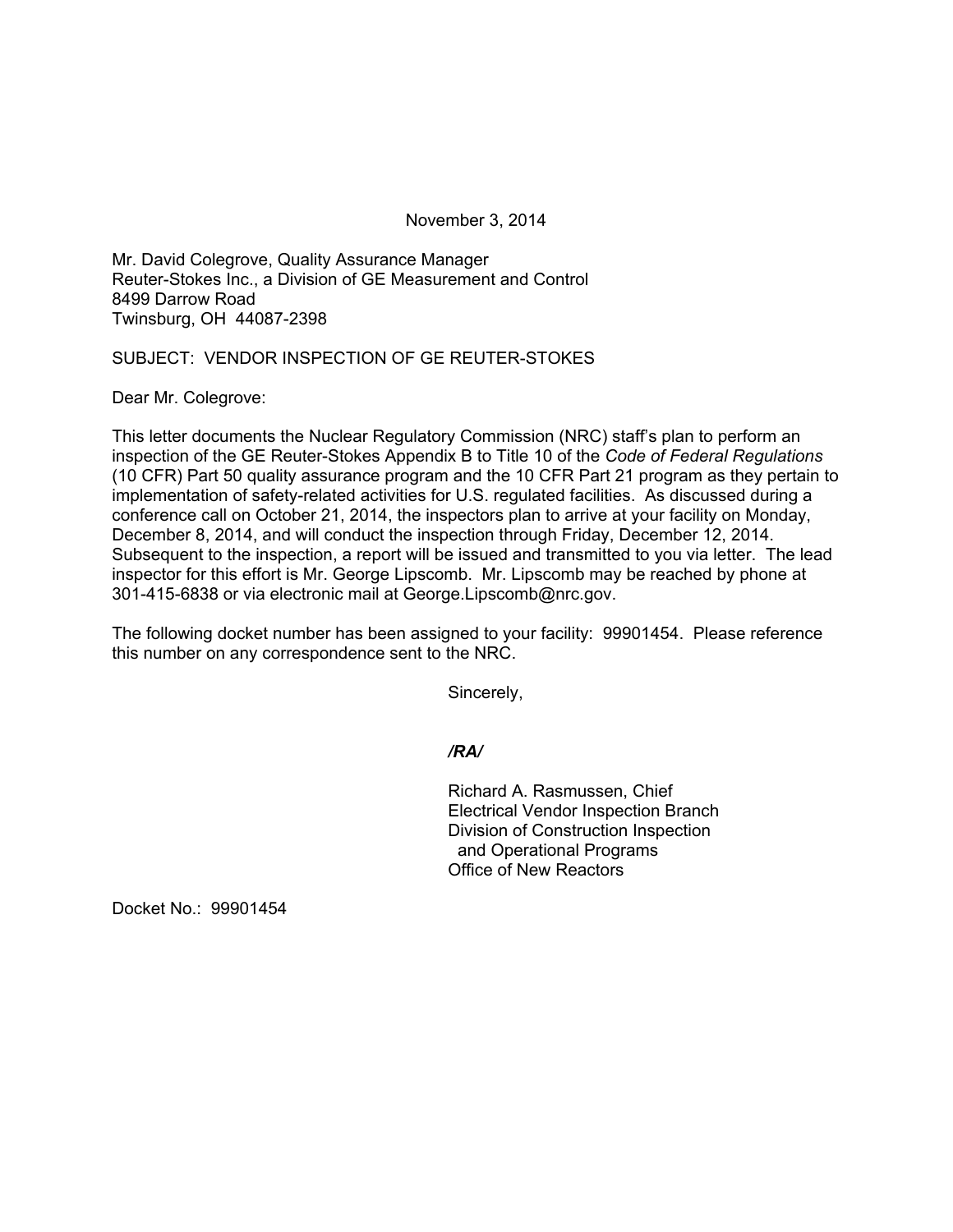November 3, 2014

Mr. David Colegrove, Quality Assurance Manager
Reuter-Stokes Inc., a Division of GE Measurement and Control
8499 Darrow Road
Twinsburg, OH 44087-2398

SUBJECT: VENDOR INSPECTION OF GE REUTER-STOKES

Dear Mr. Colegrove:

This letter documents the Nuclear Regulatory Commission (NRC) staff's plan to perform an inspection of the GE Reuter-Stokes Appendix B to Title 10 of the *Code of Federal Regulations* (10 CFR) Part 50 quality assurance program and the 10 CFR Part 21 program as they pertain to implementation of safety-related activities for U.S. regulated facilities. As discussed during a conference call on October 21, 2014, the inspectors plan to arrive at your facility on Monday, December 8, 2014, and will conduct the inspection through Friday, December 12, 2014. Subsequent to the inspection, a report will be issued and transmitted to you via letter. The lead inspector for this effort is Mr. George Lipscomb. Mr. Lipscomb may be reached by phone at 301-415-6838 or via electronic mail at George.Lipscomb@nrc.gov.

The following docket number has been assigned to your facility: 99901454. Please reference this number on any correspondence sent to the NRC.

Sincerely,

***/RA/***

Richard A. Rasmussen, Chief
Electrical Vendor Inspection Branch
Division of Construction Inspection
and Operational Programs
Office of New Reactors

Docket No.: 99901454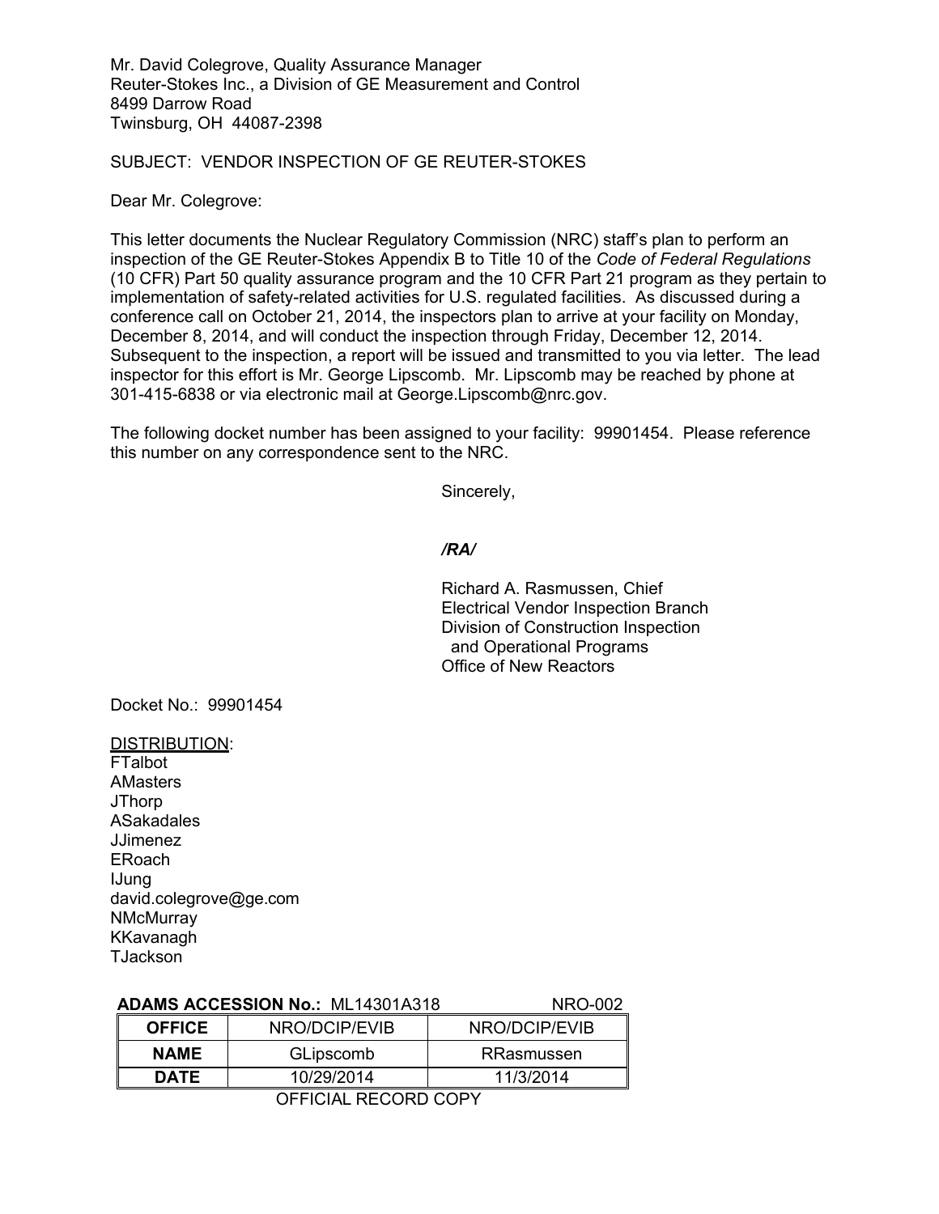Mr. David Colegrove, Quality Assurance Manager
Reuter-Stokes Inc., a Division of GE Measurement and Control
8499 Darrow Road
Twinsburg, OH 44087-2398

SUBJECT: VENDOR INSPECTION OF GE REUTER-STOKES

Dear Mr. Colegrove:

This letter documents the Nuclear Regulatory Commission (NRC) staff's plan to perform an inspection of the GE Reuter-Stokes Appendix B to Title 10 of the *Code of Federal Regulations* (10 CFR) Part 50 quality assurance program and the 10 CFR Part 21 program as they pertain to implementation of safety-related activities for U.S. regulated facilities. As discussed during a conference call on October 21, 2014, the inspectors plan to arrive at your facility on Monday, December 8, 2014, and will conduct the inspection through Friday, December 12, 2014. Subsequent to the inspection, a report will be issued and transmitted to you via letter. The lead inspector for this effort is Mr. George Lipscomb. Mr. Lipscomb may be reached by phone at 301-415-6838 or via electronic mail at George.Lipscomb@nrc.gov.

The following docket number has been assigned to your facility: 99901454. Please reference this number on any correspondence sent to the NRC.

Sincerely,

*/RA/*

Richard A. Rasmussen, Chief
Electrical Vendor Inspection Branch
Division of Construction Inspection
and Operational Programs
Office of New Reactors

Docket No.: 99901454

DISTRIBUTION:
FTalbot
AMasters
JThorp
ASakadales
JJimenez
ERoach
IJung
david.colegrove@ge.com
NMcMurray
KKavanagh
TJackson

**ADAMS ACCESSION No.:** ML14301A318 NRO-002

| | | |
|---|---|---|
| **OFFICE** | NRO/DCIP/EVIB | NRO/DCIP/EVIB |
| **NAME** | GLipscomb | RRasmussen |
| **DATE** | 10/29/2014 | 11/3/2014 |

OFFICIAL RECORD COPY